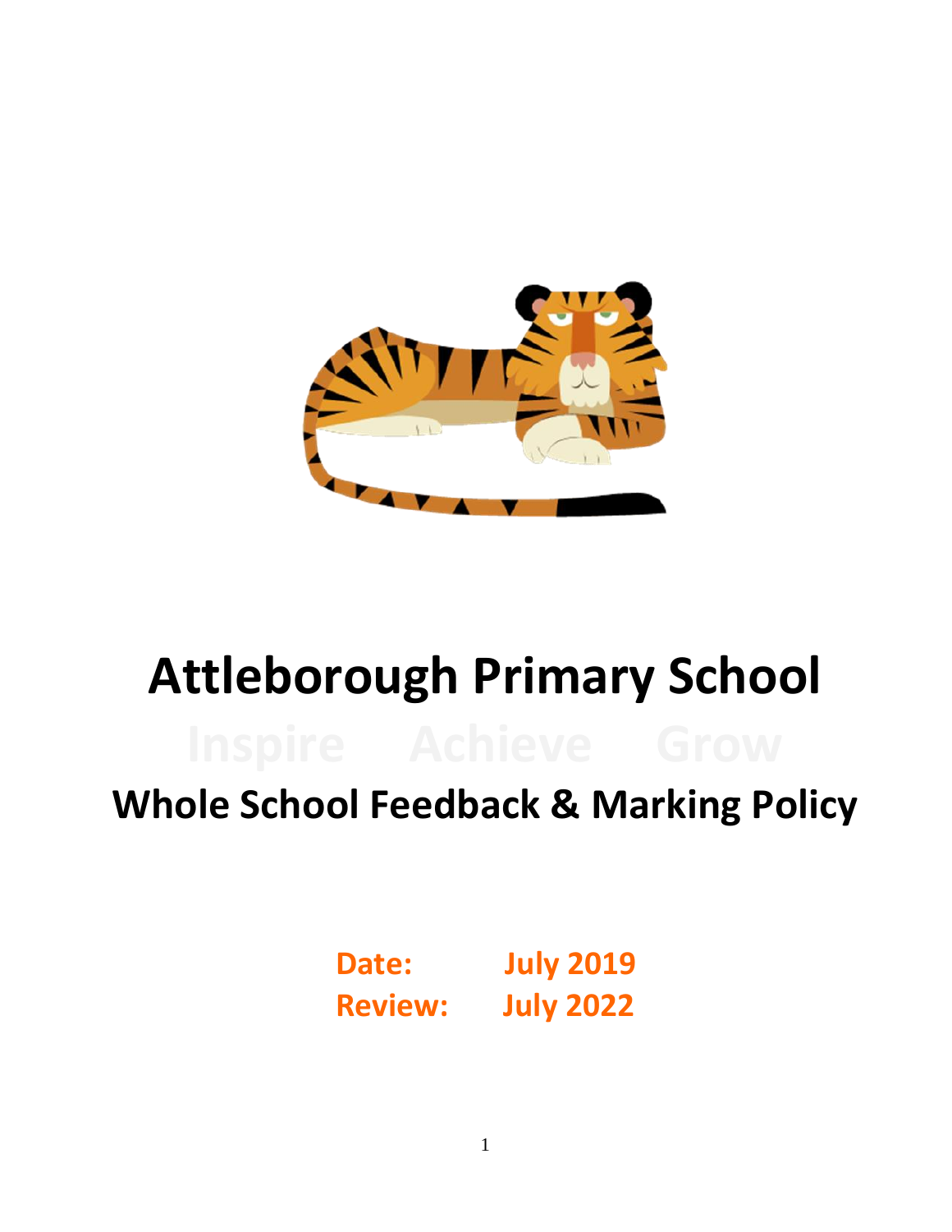# Attleborough Primary School

Inspire Achieve Grow

## Whole School Feedback & Marking Policy

**Date:** July 2019
**Review:** July 2022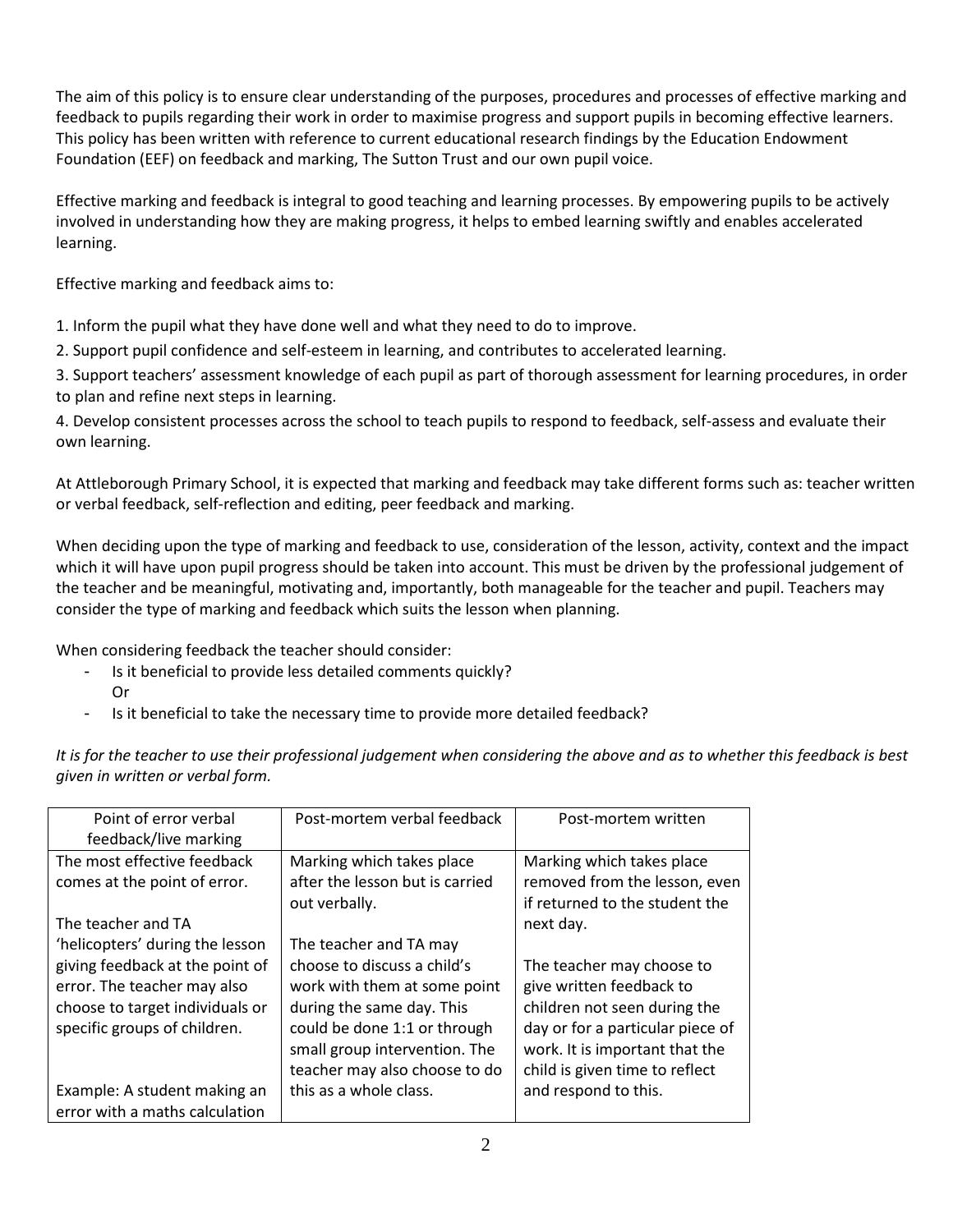The aim of this policy is to ensure clear understanding of the purposes, procedures and processes of effective marking and feedback to pupils regarding their work in order to maximise progress and support pupils in becoming effective learners. This policy has been written with reference to current educational research findings by the Education Endowment Foundation (EEF) on feedback and marking, The Sutton Trust and our own pupil voice.

Effective marking and feedback is integral to good teaching and learning processes. By empowering pupils to be actively involved in understanding how they are making progress, it helps to embed learning swiftly and enables accelerated learning.

Effective marking and feedback aims to:

1. Inform the pupil what they have done well and what they need to do to improve.
2. Support pupil confidence and self-esteem in learning, and contributes to accelerated learning.
3. Support teachers' assessment knowledge of each pupil as part of thorough assessment for learning procedures, in order to plan and refine next steps in learning.
4. Develop consistent processes across the school to teach pupils to respond to feedback, self-assess and evaluate their own learning.

At Attleborough Primary School, it is expected that marking and feedback may take different forms such as: teacher written or verbal feedback, self-reflection and editing, peer feedback and marking.

When deciding upon the type of marking and feedback to use, consideration of the lesson, activity, context and the impact which it will have upon pupil progress should be taken into account. This must be driven by the professional judgement of the teacher and be meaningful, motivating and, importantly, both manageable for the teacher and pupil. Teachers may consider the type of marking and feedback which suits the lesson when planning.

When considering feedback the teacher should consider:

- Is it beneficial to provide less detailed comments quickly?
  Or
- Is it beneficial to take the necessary time to provide more detailed feedback?

*It is for the teacher to use their professional judgement when considering the above and as to whether this feedback is best given in written or verbal form.*

| Point of error verbal feedback/live marking | Post-mortem verbal feedback | Post-mortem written |
|---|---|---|
| The most effective feedback comes at the point of error.<br><br>The teacher and TA 'helicopters' during the lesson giving feedback at the point of error. The teacher may also choose to target individuals or specific groups of children.<br><br>Example: A student making an error with a maths calculation | Marking which takes place after the lesson but is carried out verbally.<br><br>The teacher and TA may choose to discuss a child's work with them at some point during the same day. This could be done 1:1 or through small group intervention. The teacher may also choose to do this as a whole class. | Marking which takes place removed from the lesson, even if returned to the student the next day.<br><br>The teacher may choose to give written feedback to children not seen during the day or for a particular piece of work. It is important that the child is given time to reflect and respond to this. |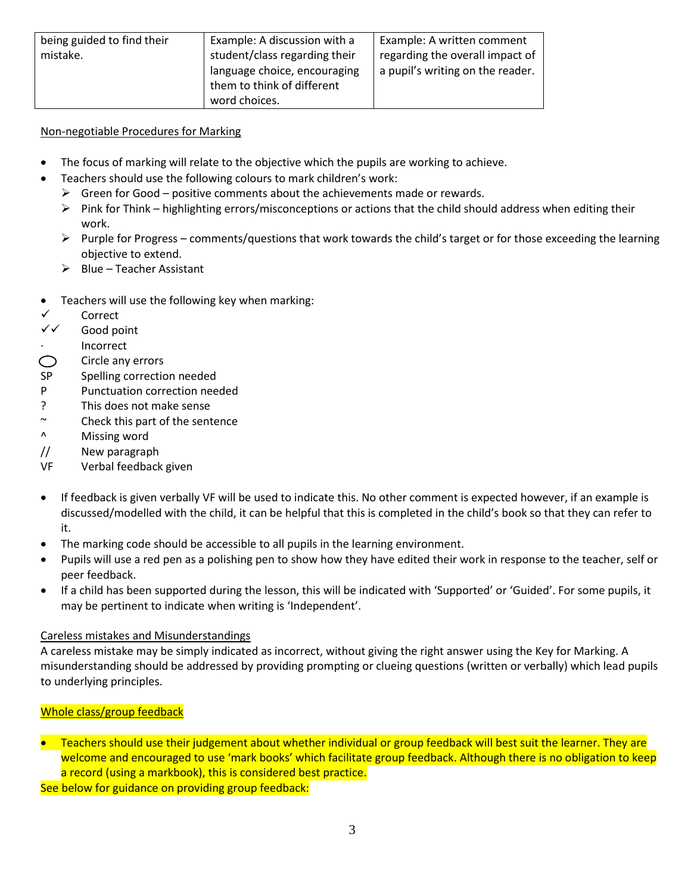| being guided to find their mistake. | Example: A discussion with a student/class regarding their language choice, encouraging them to think of different word choices. | Example: A written comment regarding the overall impact of a pupil's writing on the reader. |
|---|---|---|

Non-negotiable Procedures for Marking

- The focus of marking will relate to the objective which the pupils are working to achieve.
- Teachers should use the following colours to mark children's work:
  - Green for Good – positive comments about the achievements made or rewards.
  - Pink for Think – highlighting errors/misconceptions or actions that the child should address when editing their work.
  - Purple for Progress – comments/questions that work towards the child's target or for those exceeding the learning objective to extend.
  - Blue – Teacher Assistant

- Teachers will use the following key when marking:

✓ Correct
✓✓ Good point
· Incorrect
◯ Circle any errors
SP Spelling correction needed
P Punctuation correction needed
? This does not make sense
~ Check this part of the sentence
^ Missing word
// New paragraph
VF Verbal feedback given

- If feedback is given verbally VF will be used to indicate this. No other comment is expected however, if an example is discussed/modelled with the child, it can be helpful that this is completed in the child's book so that they can refer to it.
- The marking code should be accessible to all pupils in the learning environment.
- Pupils will use a red pen as a polishing pen to show how they have edited their work in response to the teacher, self or peer feedback.
- If a child has been supported during the lesson, this will be indicated with 'Supported' or 'Guided'. For some pupils, it may be pertinent to indicate when writing is 'Independent'.

Careless mistakes and Misunderstandings

A careless mistake may be simply indicated as incorrect, without giving the right answer using the Key for Marking. A misunderstanding should be addressed by providing prompting or clueing questions (written or verbally) which lead pupils to underlying principles.

Whole class/group feedback

- Teachers should use their judgement about whether individual or group feedback will best suit the learner. They are welcome and encouraged to use 'mark books' which facilitate group feedback. Although there is no obligation to keep a record (using a markbook), this is considered best practice.

See below for guidance on providing group feedback: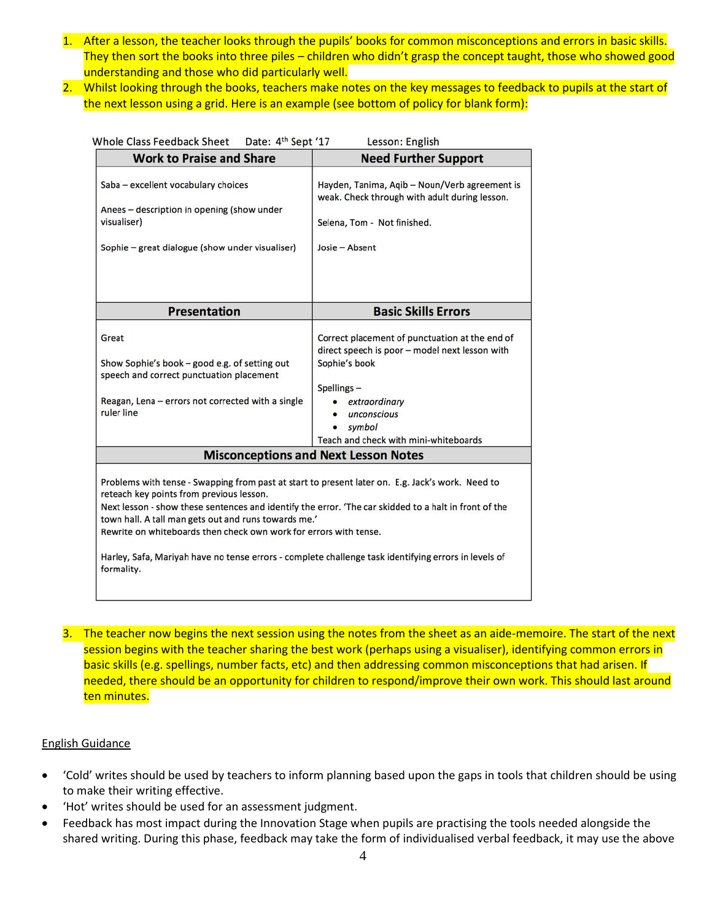1. After a lesson, the teacher looks through the pupils' books for common misconceptions and errors in basic skills. They then sort the books into three piles – children who didn't grasp the concept taught, those who showed good understanding and those who did particularly well.
2. Whilst looking through the books, teachers make notes on the key messages to feedback to pupils at the start of the next lesson using a grid. Here is an example (see bottom of policy for blank form):

Whole Class Feedback Sheet    Date: 4th Sept '17    Lesson: English

| **Work to Praise and Share** | **Need Further Support** |
|---|---|
| Saba – excellent vocabulary choices<br><br>Anees – description in opening (show under visualiser)<br><br>Sophie – great dialogue (show under visualiser) | Hayden, Tanima, Aqib – Noun/Verb agreement is weak. Check through with adult during lesson.<br><br>Selena, Tom - Not finished.<br><br>Josie – Absent |
| **Presentation** | **Basic Skills Errors** |
| Great<br><br>Show Sophie's book – good e.g. of setting out speech and correct punctuation placement<br><br>Reagan, Lena – errors not corrected with a single ruler line | Correct placement of punctuation at the end of direct speech is poor – model next lesson with Sophie's book<br><br>Spellings –<br>• *extraordinary*<br>• *unconscious*<br>• *symbol*<br>Teach and check with mini-whiteboards |
| **Misconceptions and Next Lesson Notes** | |
| Problems with tense - Swapping from past at start to present later on. E.g. Jack's work. Need to reteach key points from previous lesson.<br>Next lesson - show these sentences and identify the error. 'The car skidded to a halt in front of the town hall. A tall man gets out and runs towards me.'<br>Rewrite on whiteboards then check own work for errors with tense.<br><br>Harley, Safa, Mariyah have no tense errors - complete challenge task identifying errors in levels of formality. | |

3. The teacher now begins the next session using the notes from the sheet as an aide-memoire. The start of the next session begins with the teacher sharing the best work (perhaps using a visualiser), identifying common errors in basic skills (e.g. spellings, number facts, etc) and then addressing common misconceptions that had arisen. If needed, there should be an opportunity for children to respond/improve their own work. This should last around ten minutes.

<u>English Guidance</u>

- 'Cold' writes should be used by teachers to inform planning based upon the gaps in tools that children should be using to make their writing effective.
- 'Hot' writes should be used for an assessment judgment.
- Feedback has most impact during the Innovation Stage when pupils are practising the tools needed alongside the shared writing. During this phase, feedback may take the form of individualised verbal feedback, it may use the above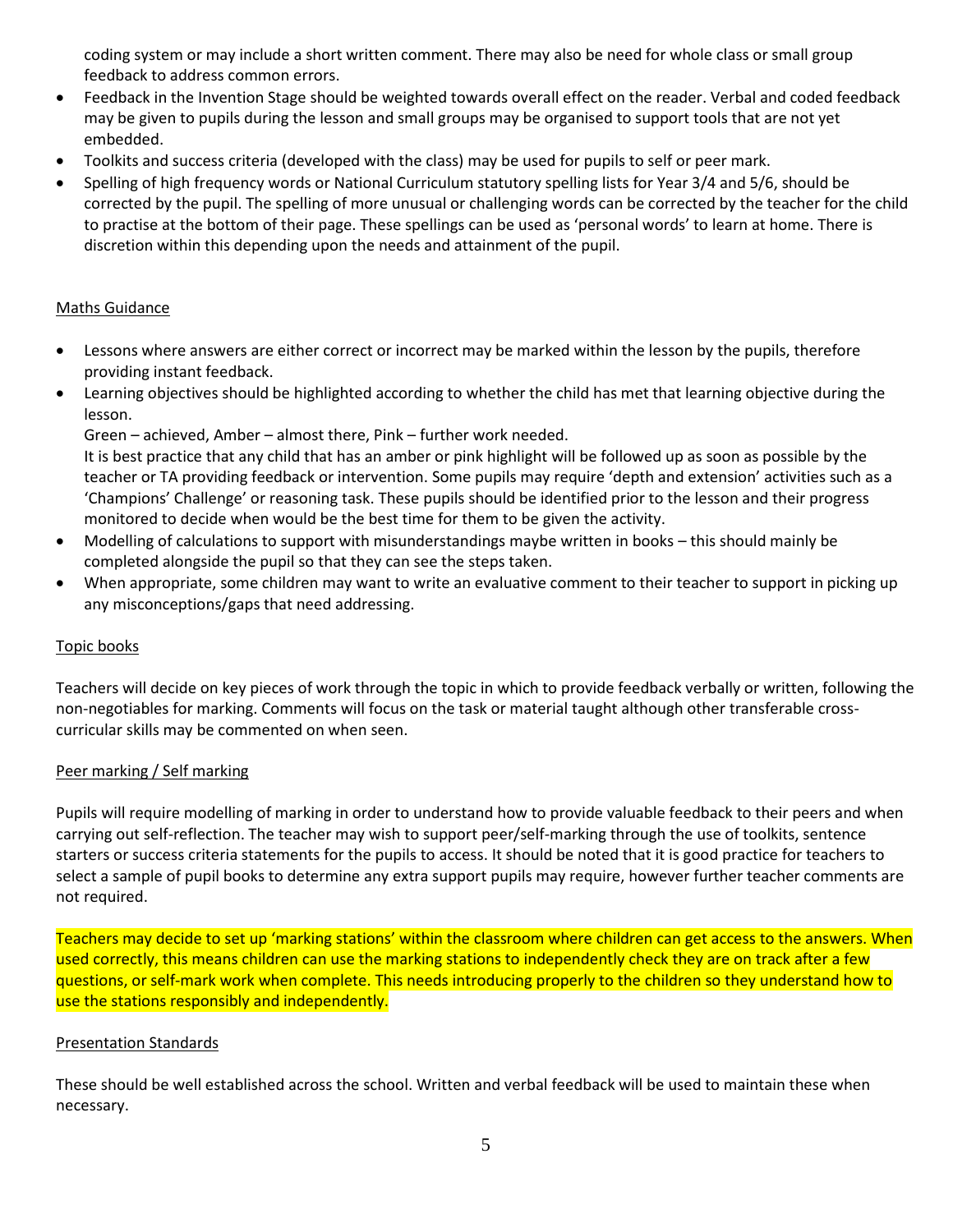coding system or may include a short written comment. There may also be need for whole class or small group feedback to address common errors.

- Feedback in the Invention Stage should be weighted towards overall effect on the reader. Verbal and coded feedback may be given to pupils during the lesson and small groups may be organised to support tools that are not yet embedded.
- Toolkits and success criteria (developed with the class) may be used for pupils to self or peer mark.
- Spelling of high frequency words or National Curriculum statutory spelling lists for Year 3/4 and 5/6, should be corrected by the pupil. The spelling of more unusual or challenging words can be corrected by the teacher for the child to practise at the bottom of their page. These spellings can be used as 'personal words' to learn at home. There is discretion within this depending upon the needs and attainment of the pupil.

## Maths Guidance

- Lessons where answers are either correct or incorrect may be marked within the lesson by the pupils, therefore providing instant feedback.
- Learning objectives should be highlighted according to whether the child has met that learning objective during the lesson.

  Green – achieved, Amber – almost there, Pink – further work needed.

  It is best practice that any child that has an amber or pink highlight will be followed up as soon as possible by the teacher or TA providing feedback or intervention. Some pupils may require 'depth and extension' activities such as a 'Champions' Challenge' or reasoning task. These pupils should be identified prior to the lesson and their progress monitored to decide when would be the best time for them to be given the activity.
- Modelling of calculations to support with misunderstandings maybe written in books – this should mainly be completed alongside the pupil so that they can see the steps taken.
- When appropriate, some children may want to write an evaluative comment to their teacher to support in picking up any misconceptions/gaps that need addressing.

## Topic books

Teachers will decide on key pieces of work through the topic in which to provide feedback verbally or written, following the non-negotiables for marking. Comments will focus on the task or material taught although other transferable cross-curricular skills may be commented on when seen.

## Peer marking / Self marking

Pupils will require modelling of marking in order to understand how to provide valuable feedback to their peers and when carrying out self-reflection. The teacher may wish to support peer/self-marking through the use of toolkits, sentence starters or success criteria statements for the pupils to access. It should be noted that it is good practice for teachers to select a sample of pupil books to determine any extra support pupils may require, however further teacher comments are not required.

Teachers may decide to set up 'marking stations' within the classroom where children can get access to the answers. When used correctly, this means children can use the marking stations to independently check they are on track after a few questions, or self-mark work when complete. This needs introducing properly to the children so they understand how to use the stations responsibly and independently.

## Presentation Standards

These should be well established across the school. Written and verbal feedback will be used to maintain these when necessary.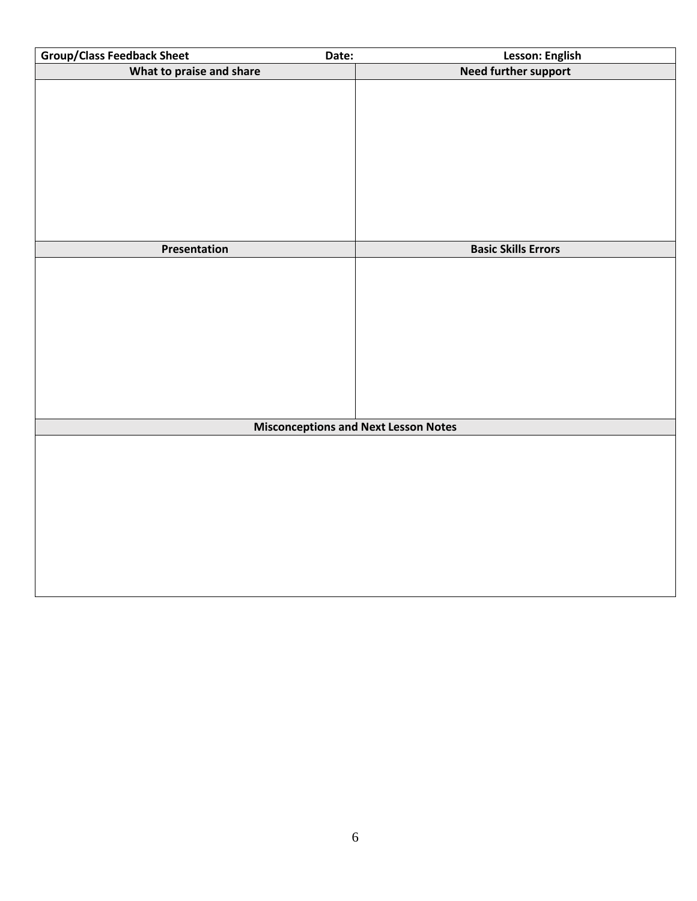| Group/Class Feedback Sheet | Date: Lesson: English |
|---|---|
| **What to praise and share** | **Need further support** |
| | |
| **Presentation** | **Basic Skills Errors** |
| | |
| **Misconceptions and Next Lesson Notes** | |
| | |